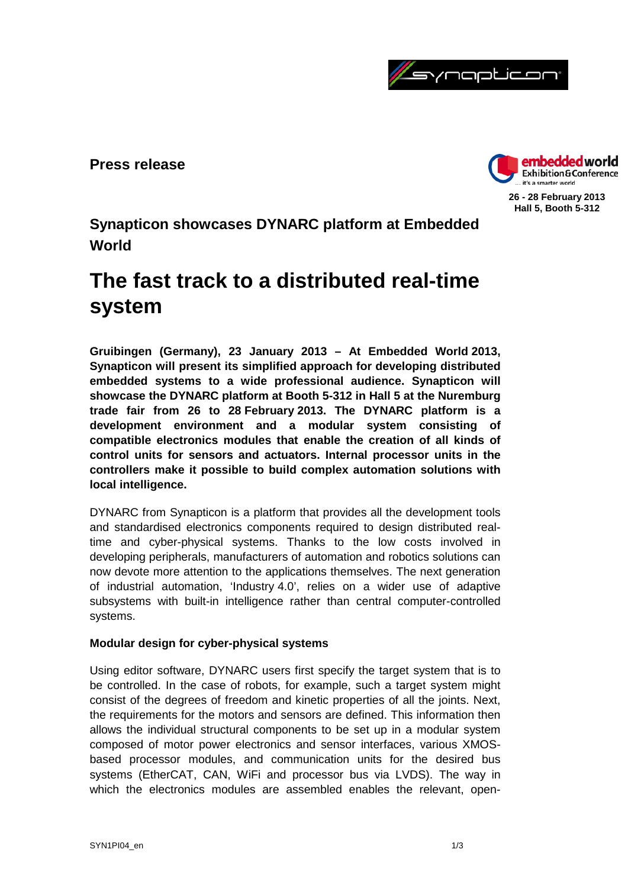**Press release**

26 - 28 February 2013
Hall 5, Booth 5-312

## Synapticon showcases DYNARC platform at Embedded World

# The fast track to a distributed real-time system

**Gruibingen (Germany), 23 January 2013 – At Embedded World 2013, Synapticon will present its simplified approach for developing distributed embedded systems to a wide professional audience. Synapticon will showcase the DYNARC platform at Booth 5-312 in Hall 5 at the Nuremburg trade fair from 26 to 28 February 2013. The DYNARC platform is a development environment and a modular system consisting of compatible electronics modules that enable the creation of all kinds of control units for sensors and actuators. Internal processor units in the controllers make it possible to build complex automation solutions with local intelligence.**

DYNARC from Synapticon is a platform that provides all the development tools and standardised electronics components required to design distributed real-time and cyber-physical systems. Thanks to the low costs involved in developing peripherals, manufacturers of automation and robotics solutions can now devote more attention to the applications themselves. The next generation of industrial automation, 'Industry 4.0', relies on a wider use of adaptive subsystems with built-in intelligence rather than central computer-controlled systems.

### Modular design for cyber-physical systems

Using editor software, DYNARC users first specify the target system that is to be controlled. In the case of robots, for example, such a target system might consist of the degrees of freedom and kinetic properties of all the joints. Next, the requirements for the motors and sensors are defined. This information then allows the individual structural components to be set up in a modular system composed of motor power electronics and sensor interfaces, various XMOS-based processor modules, and communication units for the desired bus systems (EtherCAT, CAN, WiFi and processor bus via LVDS). The way in which the electronics modules are assembled enables the relevant, open-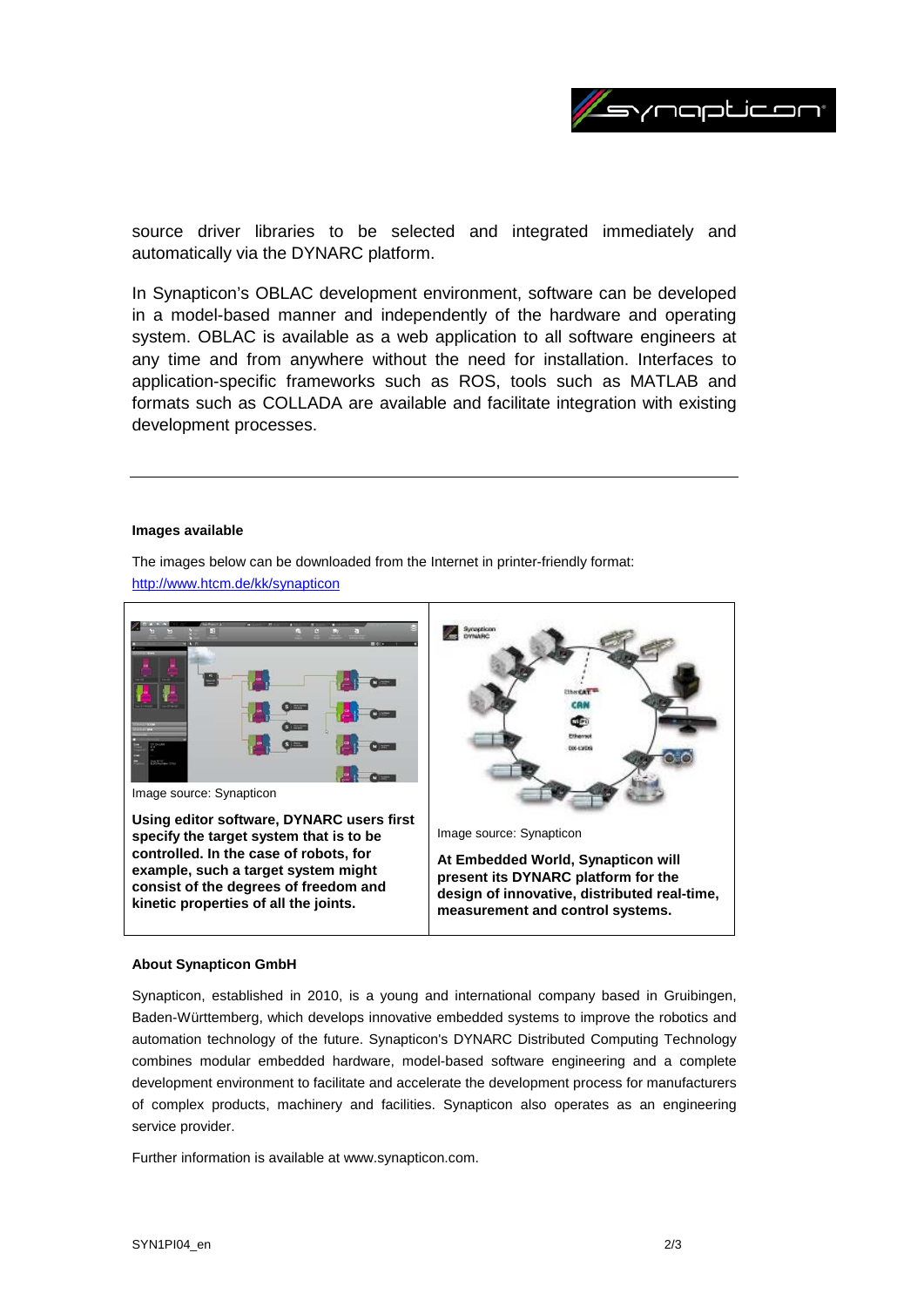source driver libraries to be selected and integrated immediately and automatically via the DYNARC platform.

In Synapticon's OBLAC development environment, software can be developed in a model-based manner and independently of the hardware and operating system. OBLAC is available as a web application to all software engineers at any time and from anywhere without the need for installation. Interfaces to application-specific frameworks such as ROS, tools such as MATLAB and formats such as COLLADA are available and facilitate integration with existing development processes.

---

**Images available**

The images below can be downloaded from the Internet in printer-friendly format: http://www.htcm.de/kk/synapticon

Image source: Synapticon

**Using editor software, DYNARC users first specify the target system that is to be controlled. In the case of robots, for example, such a target system might consist of the degrees of freedom and kinetic properties of all the joints.**

Image source: Synapticon

**At Embedded World, Synapticon will present its DYNARC platform for the design of innovative, distributed real-time, measurement and control systems.**

**About Synapticon GmbH**

Synapticon, established in 2010, is a young and international company based in Gruibingen, Baden-Württemberg, which develops innovative embedded systems to improve the robotics and automation technology of the future. Synapticon's DYNARC Distributed Computing Technology combines modular embedded hardware, model-based software engineering and a complete development environment to facilitate and accelerate the development process for manufacturers of complex products, machinery and facilities. Synapticon also operates as an engineering service provider.

Further information is available at www.synapticon.com.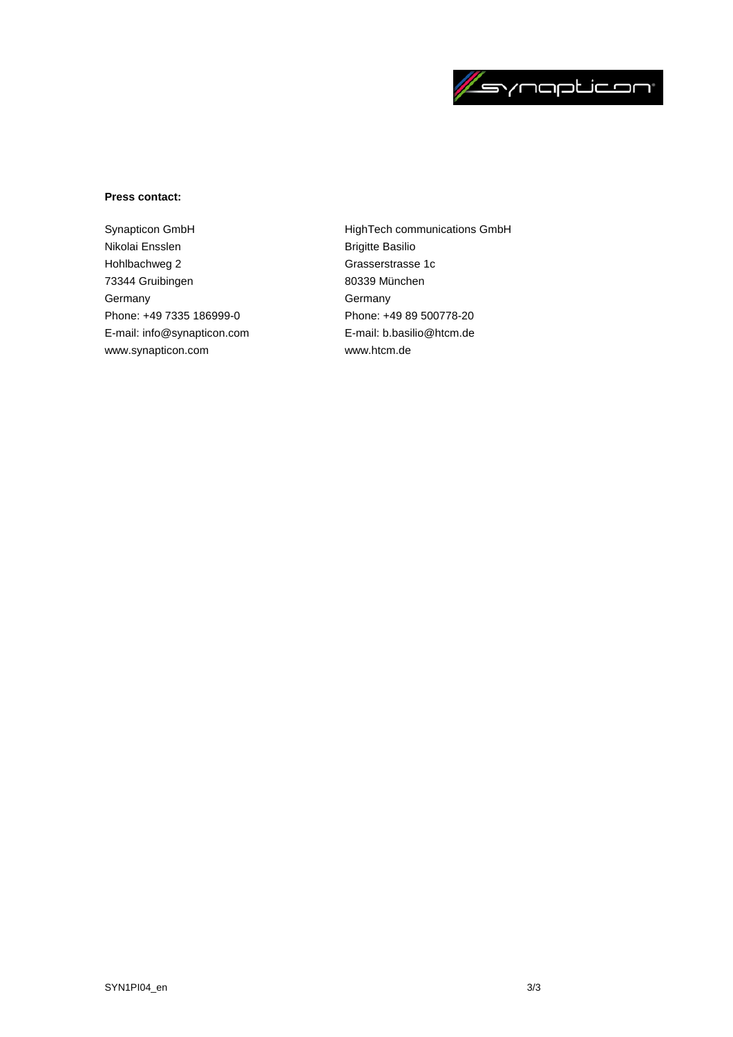**Press contact:**

Synapticon GmbH
Nikolai Ensslen
Hohlbachweg 2
73344 Gruibingen
Germany
Phone: +49 7335 186999-0
E-mail: info@synapticon.com
www.synapticon.com

HighTech communications GmbH
Brigitte Basilio
Grasserstrasse 1c
80339 München
Germany
Phone: +49 89 500778-20
E-mail: b.basilio@htcm.de
www.htcm.de

SYN1PI04_en